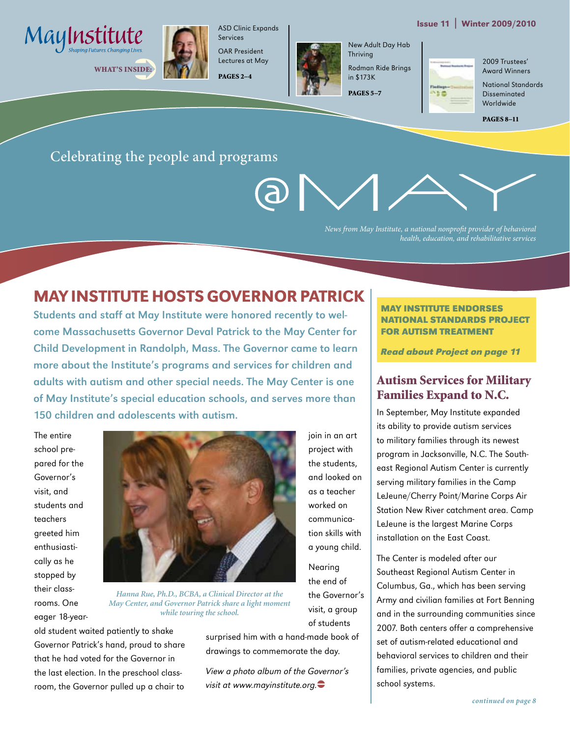# May Institute

*Shaping Futures. Changing Lives.*

**WHAT'S INSIDE:**

ASD Clinic Expands Services

OAR President Lectures at May

**PAGES 2–4**

New Adult Day Hab Thriving

Rodman Ride Brings in $173K

**PAGES 5–7**

2009 Trustees' Award Winners

National Standards Disseminated Worldwide

**PAGES 8–11**

**Issue 11 | Winter 2009/2010**

Celebrating the people and programs

# @MAY

*News from May Institute, a national nonprofit provider of behavioral health, education, and rehabilitative services*

## MAY INSTITUTE HOSTS GOVERNOR PATRICK

**Students and staff at May Institute were honored recently to welcome Massachusetts Governor Deval Patrick to the May Center for Child Development in Randolph, Mass. The Governor came to learn more about the Institute's programs and services for children and adults with autism and other special needs. The May Center is one of May Institute's special education schools, and serves more than 150 children and adolescents with autism.**

The entire school prepared for the Governor's visit, and students and teachers greeted him enthusiastically as he stopped by their classrooms. One eager 18-year-old student waited patiently to shake Governor Patrick's hand, proud to share that he had voted for the Governor in the last election. In the preschool classroom, the Governor pulled up a chair to join in an art project with the students, and looked on as a teacher worked on communication skills with a young child.

*Hanna Rue, Ph.D., BCBA, a Clinical Director at the May Center, and Governor Patrick share a light moment while touring the school.*

Nearing the end of the Governor's visit, a group of students surprised him with a hand-made book of drawings to commemorate the day.

*View a photo album of the Governor's visit at www.mayinstitute.org.*

**MAY INSTITUTE ENDORSES NATIONAL STANDARDS PROJECT FOR AUTISM TREATMENT**

***Read about Project on page 11***

## Autism Services for Military Families Expand to N.C.

In September, May Institute expanded its ability to provide autism services to military families through its newest program in Jacksonville, N.C. The Southeast Regional Autism Center is currently serving military families in the Camp LeJeune/Cherry Point/Marine Corps Air Station New River catchment area. Camp LeJeune is the largest Marine Corps installation on the East Coast.

The Center is modeled after our Southeast Regional Autism Center in Columbus, Ga., which has been serving Army and civilian families at Fort Benning and in the surrounding communities since 2007. Both centers offer a comprehensive set of autism-related educational and behavioral services to children and their families, private agencies, and public school systems.

*continued on page 8*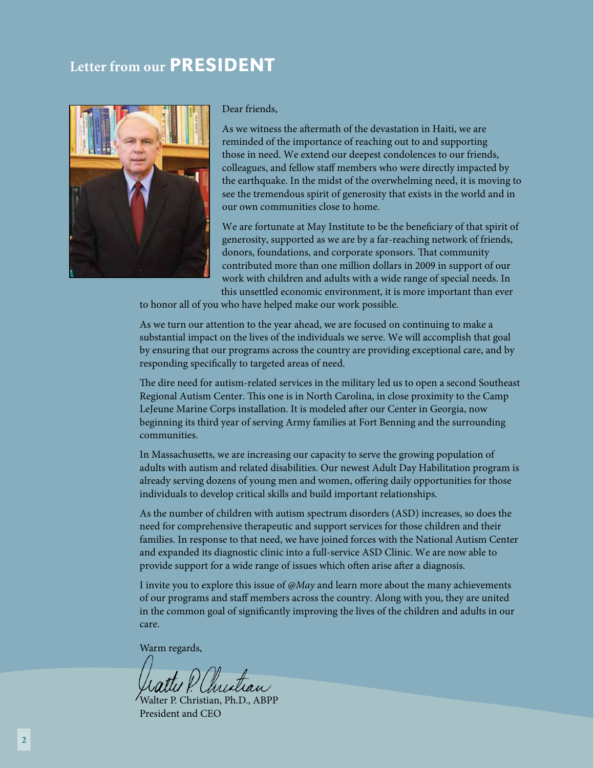# Letter from our **PRESIDENT**

Dear friends,

As we witness the aftermath of the devastation in Haiti, we are reminded of the importance of reaching out to and supporting those in need. We extend our deepest condolences to our friends, colleagues, and fellow staff members who were directly impacted by the earthquake. In the midst of the overwhelming need, it is moving to see the tremendous spirit of generosity that exists in the world and in our own communities close to home.

We are fortunate at May Institute to be the beneficiary of that spirit of generosity, supported as we are by a far-reaching network of friends, donors, foundations, and corporate sponsors. That community contributed more than one million dollars in 2009 in support of our work with children and adults with a wide range of special needs. In this unsettled economic environment, it is more important than ever to honor all of you who have helped make our work possible.

As we turn our attention to the year ahead, we are focused on continuing to make a substantial impact on the lives of the individuals we serve. We will accomplish that goal by ensuring that our programs across the country are providing exceptional care, and by responding specifically to targeted areas of need.

The dire need for autism-related services in the military led us to open a second Southeast Regional Autism Center. This one is in North Carolina, in close proximity to the Camp LeJeune Marine Corps installation. It is modeled after our Center in Georgia, now beginning its third year of serving Army families at Fort Benning and the surrounding communities.

In Massachusetts, we are increasing our capacity to serve the growing population of adults with autism and related disabilities. Our newest Adult Day Habilitation program is already serving dozens of young men and women, offering daily opportunities for those individuals to develop critical skills and build important relationships.

As the number of children with autism spectrum disorders (ASD) increases, so does the need for comprehensive therapeutic and support services for those children and their families. In response to that need, we have joined forces with the National Autism Center and expanded its diagnostic clinic into a full-service ASD Clinic. We are now able to provide support for a wide range of issues which often arise after a diagnosis.

I invite you to explore this issue of *@May* and learn more about the many achievements of our programs and staff members across the country. Along with you, they are united in the common goal of significantly improving the lives of the children and adults in our care.

Warm regards,

Walter P. Christian, Ph.D., ABPP
President and CEO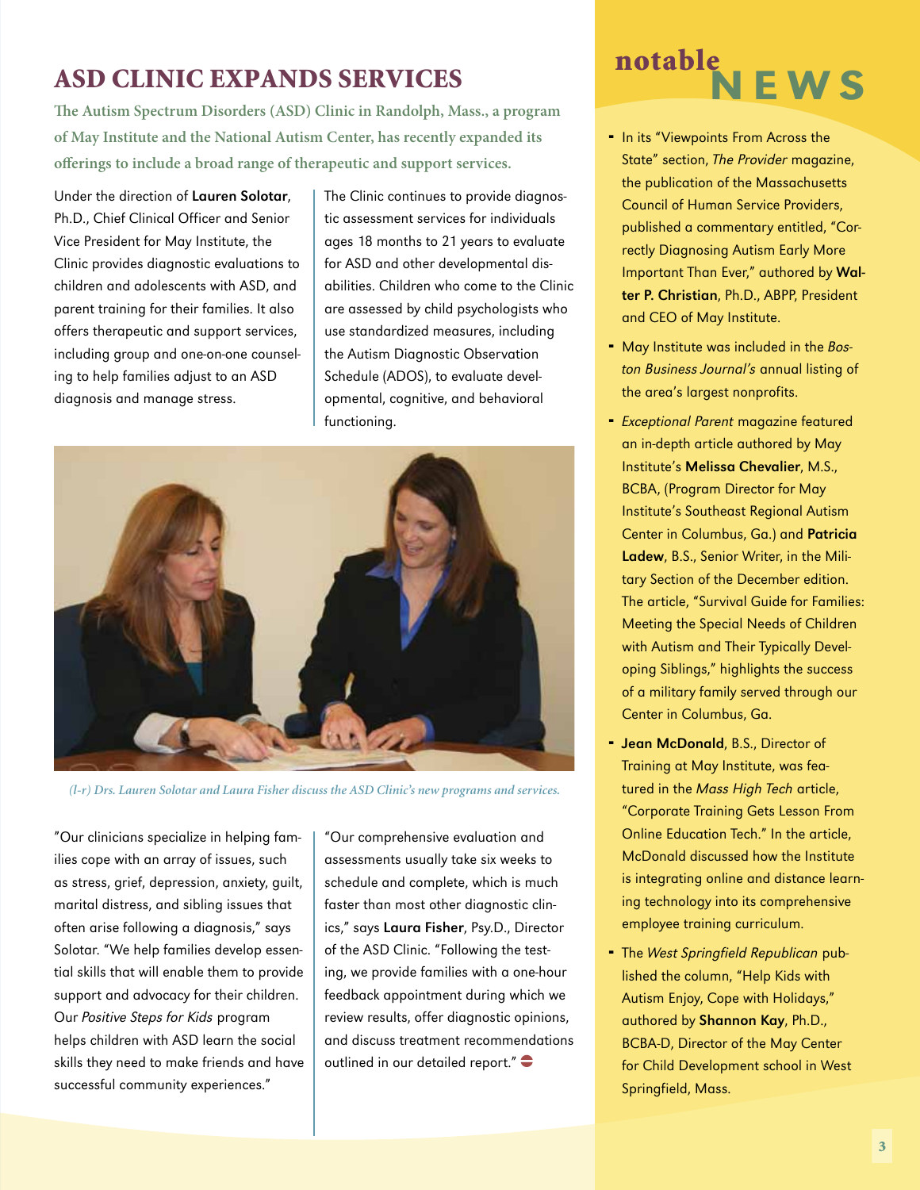## ASD CLINIC EXPANDS SERVICES

**The Autism Spectrum Disorders (ASD) Clinic in Randolph, Mass., a program of May Institute and the National Autism Center, has recently expanded its offerings to include a broad range of therapeutic and support services.**

Under the direction of **Lauren Solotar**, Ph.D., Chief Clinical Officer and Senior Vice President for May Institute, the Clinic provides diagnostic evaluations to children and adolescents with ASD, and parent training for their families. It also offers therapeutic and support services, including group and one-on-one counseling to help families adjust to an ASD diagnosis and manage stress.

The Clinic continues to provide diagnostic assessment services for individuals ages 18 months to 21 years to evaluate for ASD and other developmental disabilities. Children who come to the Clinic are assessed by child psychologists who use standardized measures, including the Autism Diagnostic Observation Schedule (ADOS), to evaluate developmental, cognitive, and behavioral functioning.

*(l-r) Drs. Lauren Solotar and Laura Fisher discuss the ASD Clinic's new programs and services.*

"Our clinicians specialize in helping families cope with an array of issues, such as stress, grief, depression, anxiety, guilt, marital distress, and sibling issues that often arise following a diagnosis," says Solotar. "We help families develop essential skills that will enable them to provide support and advocacy for their children. Our *Positive Steps for Kids* program helps children with ASD learn the social skills they need to make friends and have successful community experiences."

"Our comprehensive evaluation and assessments usually take six weeks to schedule and complete, which is much faster than most other diagnostic clinics," says **Laura Fisher**, Psy.D., Director of the ASD Clinic. "Following the testing, we provide families with a one-hour feedback appointment during which we review results, offer diagnostic opinions, and discuss treatment recommendations outlined in our detailed report."

## notable NEWS

- In its "Viewpoints From Across the State" section, *The Provider* magazine, the publication of the Massachusetts Council of Human Service Providers, published a commentary entitled, "Correctly Diagnosing Autism Early More Important Than Ever," authored by **Walter P. Christian**, Ph.D., ABPP, President and CEO of May Institute.
- May Institute was included in the *Boston Business Journal's* annual listing of the area's largest nonprofits.
- *Exceptional Parent* magazine featured an in-depth article authored by May Institute's **Melissa Chevalier**, M.S., BCBA, (Program Director for May Institute's Southeast Regional Autism Center in Columbus, Ga.) and **Patricia Ladew**, B.S., Senior Writer, in the Military Section of the December edition. The article, "Survival Guide for Families: Meeting the Special Needs of Children with Autism and Their Typically Developing Siblings," highlights the success of a military family served through our Center in Columbus, Ga.
- **Jean McDonald**, B.S., Director of Training at May Institute, was featured in the *Mass High Tech* article, "Corporate Training Gets Lesson From Online Education Tech." In the article, McDonald discussed how the Institute is integrating online and distance learning technology into its comprehensive employee training curriculum.
- The *West Springfield Republican* published the column, "Help Kids with Autism Enjoy, Cope with Holidays," authored by **Shannon Kay**, Ph.D., BCBA-D, Director of the May Center for Child Development school in West Springfield, Mass.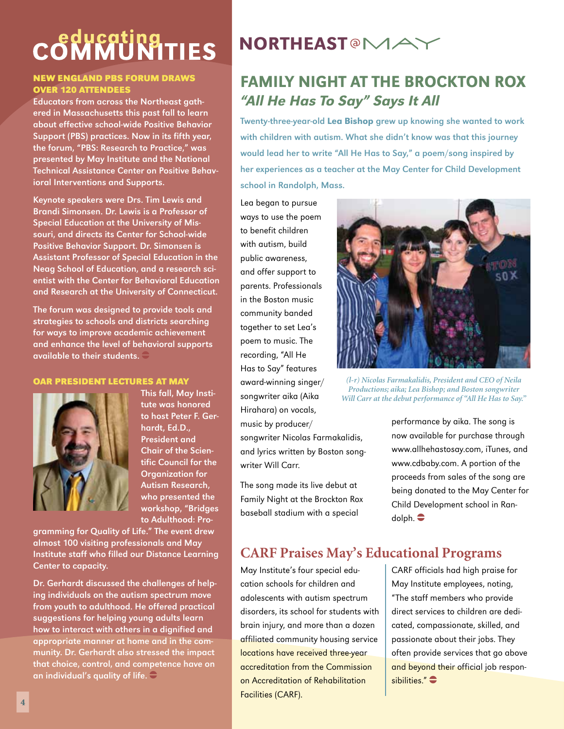# educating COMMUNITIES

## NEW ENGLAND PBS FORUM DRAWS OVER 120 ATTENDEES

Educators from across the Northeast gathered in Massachusetts this past fall to learn about effective school-wide Positive Behavior Support (PBS) practices. Now in its fifth year, the forum, "PBS: Research to Practice," was presented by May Institute and the National Technical Assistance Center on Positive Behavioral Interventions and Supports.

Keynote speakers were Drs. Tim Lewis and Brandi Simonsen. Dr. Lewis is a Professor of Special Education at the University of Missouri, and directs its Center for School-wide Positive Behavior Support. Dr. Simonsen is Assistant Professor of Special Education in the Neag School of Education, and a research scientist with the Center for Behavioral Education and Research at the University of Connecticut.

The forum was designed to provide tools and strategies to schools and districts searching for ways to improve academic achievement and enhance the level of behavioral supports available to their students.

## OAR PRESIDENT LECTURES AT MAY

This fall, May Institute was honored to host Peter F. Gerhardt, Ed.D., President and Chair of the Scientific Council for the Organization for Autism Research, who presented the workshop, "Bridges to Adulthood: Programming for Quality of Life." The event drew almost 100 visiting professionals and May Institute staff who filled our Distance Learning Center to capacity.

Dr. Gerhardt discussed the challenges of helping individuals on the autism spectrum move from youth to adulthood. He offered practical suggestions for helping young adults learn how to interact with others in a dignified and appropriate manner at home and in the community. Dr. Gerhardt also stressed the impact that choice, control, and competence have on an individual's quality of life.

# NORTHEAST@MAY

## FAMILY NIGHT AT THE BROCKTON ROX

### *"All He Has To Say" Says It All*

Twenty-three-year-old **Lea Bishop** grew up knowing she wanted to work with children with autism. What she didn't know was that this journey would lead her to write "All He Has to Say," a poem/song inspired by her experiences as a teacher at the May Center for Child Development school in Randolph, Mass.

Lea began to pursue ways to use the poem to benefit children with autism, build public awareness, and offer support to parents. Professionals in the Boston music community banded together to set Lea's poem to music. The recording, "All He Has to Say" features award-winning singer/songwriter aika (Aika Hirahara) on vocals, music by producer/songwriter Nicolas Farmakalidis, and lyrics written by Boston songwriter Will Carr.

*(l-r) Nicolas Farmakalidis, President and CEO of Neila Productions; aika; Lea Bishop; and Boston songwriter Will Carr at the debut performance of "All He Has to Say."*

The song made its live debut at Family Night at the Brockton Rox baseball stadium with a special performance by aika. The song is now available for purchase through www.allhehastosay.com, iTunes, and www.cdbaby.com. A portion of the proceeds from sales of the song are being donated to the May Center for Child Development school in Randolph.

## CARF Praises May's Educational Programs

May Institute's four special education schools for children and adolescents with autism spectrum disorders, its school for students with brain injury, and more than a dozen affiliated community housing service locations have received three-year accreditation from the Commission on Accreditation of Rehabilitation Facilities (CARF).

CARF officials had high praise for May Institute employees, noting, "The staff members who provide direct services to children are dedicated, compassionate, skilled, and passionate about their jobs. They often provide services that go above and beyond their official job responsibilities."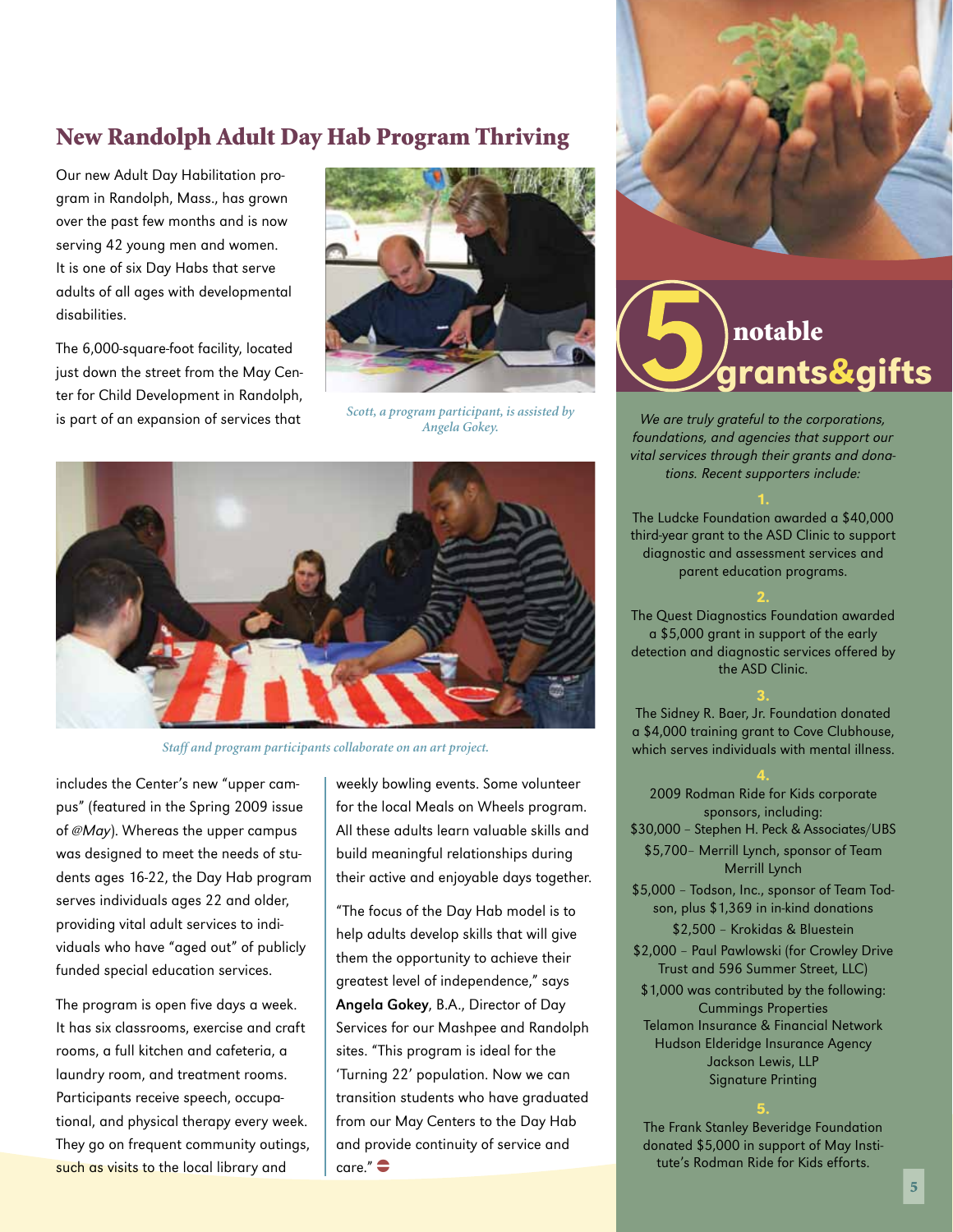## New Randolph Adult Day Hab Program Thriving

Our new Adult Day Habilitation program in Randolph, Mass., has grown over the past few months and is now serving 42 young men and women. It is one of six Day Habs that serve adults of all ages with developmental disabilities.

The 6,000-square-foot facility, located just down the street from the May Center for Child Development in Randolph, is part of an expansion of services that includes the Center's new "upper campus" (featured in the Spring 2009 issue of *@May*). Whereas the upper campus was designed to meet the needs of students ages 16-22, the Day Hab program serves individuals ages 22 and older, providing vital adult services to individuals who have "aged out" of publicly funded special education services.

*Scott, a program participant, is assisted by Angela Gokey.*

*Staff and program participants collaborate on an art project.*

The program is open five days a week. It has six classrooms, exercise and craft rooms, a full kitchen and cafeteria, a laundry room, and treatment rooms. Participants receive speech, occupational, and physical therapy every week. They go on frequent community outings, such as visits to the local library and weekly bowling events. Some volunteer for the local Meals on Wheels program. All these adults learn valuable skills and build meaningful relationships during their active and enjoyable days together.

"The focus of the Day Hab model is to help adults develop skills that will give them the opportunity to achieve their greatest level of independence," says **Angela Gokey**, B.A., Director of Day Services for our Mashpee and Randolph sites. "This program is ideal for the 'Turning 22' population. Now we can transition students who have graduated from our May Centers to the Day Hab and provide continuity of service and care."

## 5 notable grants&gifts

*We are truly grateful to the corporations, foundations, and agencies that support our vital services through their grants and donations. Recent supporters include:*

**1.**

The Ludcke Foundation awarded a $40,000 third-year grant to the ASD Clinic to support diagnostic and assessment services and parent education programs.

**2.**

The Quest Diagnostics Foundation awarded a $5,000 grant in support of the early detection and diagnostic services offered by the ASD Clinic.

**3.**

The Sidney R. Baer, Jr. Foundation donated a $4,000 training grant to Cove Clubhouse, which serves individuals with mental illness.

**4.**

2009 Rodman Ride for Kids corporate sponsors, including:

$30,000 – Stephen H. Peck & Associates/UBS

$5,700– Merrill Lynch, sponsor of Team Merrill Lynch

$5,000 – Todson, Inc., sponsor of Team Todson, plus $1,369 in in-kind donations

$2,500 – Krokidas & Bluestein

$2,000 – Paul Pawlowski (for Crowley Drive Trust and 596 Summer Street, LLC)

$1,000 was contributed by the following:
Cummings Properties
Telamon Insurance & Financial Network
Hudson Elderidge Insurance Agency
Jackson Lewis, LLP
Signature Printing

**5.**

The Frank Stanley Beveridge Foundation donated $5,000 in support of May Institute's Rodman Ride for Kids efforts.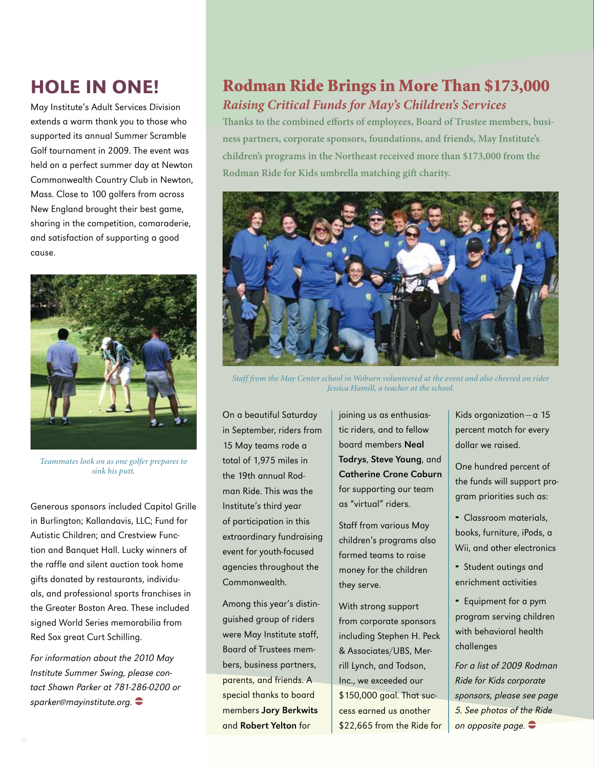## HOLE IN ONE!

May Institute's Adult Services Division extends a warm thank you to those who supported its annual Summer Scramble Golf tournament in 2009. The event was held on a perfect summer day at Newton Commonwealth Country Club in Newton, Mass. Close to 100 golfers from across New England brought their best game, sharing in the competition, comaraderie, and satisfaction of supporting a good cause.

*Teammates look on as one golfer prepares to sink his putt.*

Generous sponsors included Capitol Grille in Burlington; Kallandavis, LLC; Fund for Autistic Children; and Crestview Function and Banquet Hall. Lucky winners of the raffle and silent auction took home gifts donated by restaurants, individuals, and professional sports franchises in the Greater Boston Area. These included signed World Series memorabilia from Red Sox great Curt Schilling.

*For information about the 2010 May Institute Summer Swing, please contact Shawn Parker at 781-286-0200 or sparker@mayinstitute.org.*

## Rodman Ride Brings in More Than $173,000

### *Raising Critical Funds for May's Children's Services*

**Thanks to the combined efforts of employees, Board of Trustee members, business partners, corporate sponsors, foundations, and friends, May Institute's children's programs in the Northeast received more than $173,000 from the Rodman Ride for Kids umbrella matching gift charity.**

*Staff from the May Center school in Woburn volunteered at the event and also cheered on rider Jessica Hamill, a teacher at the school.*

On a beautiful Saturday in September, riders from 15 May teams rode a total of 1,975 miles in the 19th annual Rodman Ride. This was the Institute's third year of participation in this extraordinary fundraising event for youth-focused agencies throughout the Commonwealth.

Among this year's distinguished group of riders were May Institute staff, Board of Trustees members, business partners, parents, and friends. A special thanks to board members **Jory Berkwits** and **Robert Yelton** for joining us as enthusiastic riders, and to fellow board members **Neal Todrys**, **Steve Young**, and **Catherine Crone Coburn** for supporting our team as "virtual" riders.

Staff from various May children's programs also formed teams to raise money for the children they serve.

With strong support from corporate sponsors including Stephen H. Peck & Associates/UBS, Merrill Lynch, and Todson, Inc., we exceeded our $150,000 goal. That success earned us another $22,665 from the Ride for Kids organization—a 15 percent match for every dollar we raised.

One hundred percent of the funds will support program priorities such as:

- Classroom materials, books, furniture, iPods, a Wii, and other electronics
- Student outings and enrichment activities
- Equipment for a pym program serving children with behavioral health challenges

*For a list of 2009 Rodman Ride for Kids corporate sponsors, please see page 5. See photos of the Ride on opposite page.*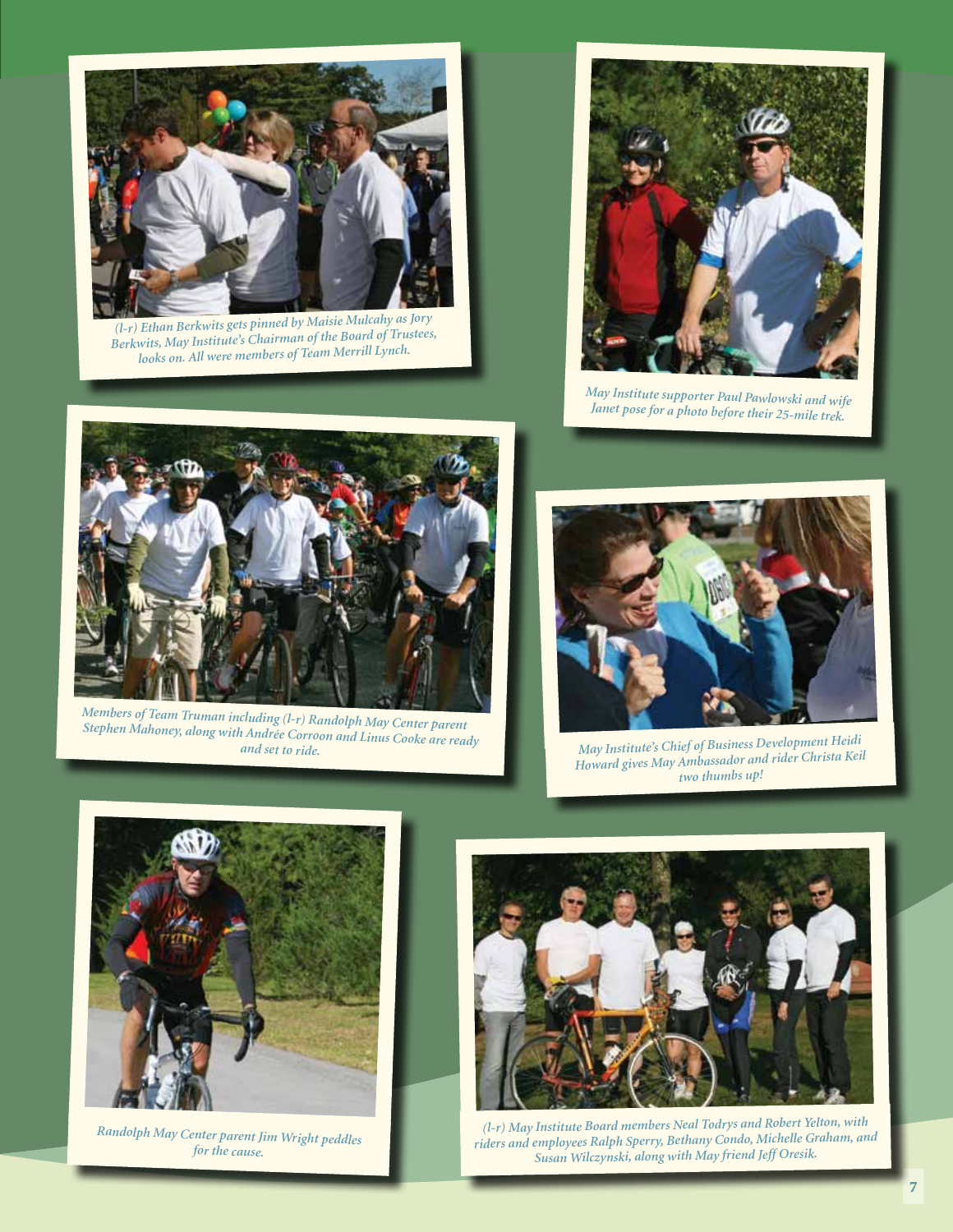*(l-r) Ethan Berkwits gets pinned by Maisie Mulcahy as Jory Berkwits, May Institute's Chairman of the Board of Trustees, looks on. All were members of Team Merrill Lynch.*

*May Institute supporter Paul Pawlowski and wife Janet pose for a photo before their 25-mile trek.*

*Members of Team Truman including (l-r) Randolph May Center parent Stephen Mahoney, along with Andrée Corroon and Linus Cooke are ready and set to ride.*

*May Institute's Chief of Business Development Heidi Howard gives May Ambassador and rider Christa Keil two thumbs up!*

*Randolph May Center parent Jim Wright peddles for the cause.*

*(l-r) May Institute Board members Neal Todrys and Robert Yelton, with riders and employees Ralph Sperry, Bethany Condo, Michelle Graham, and Susan Wilczynski, along with May friend Jeff Oresik.*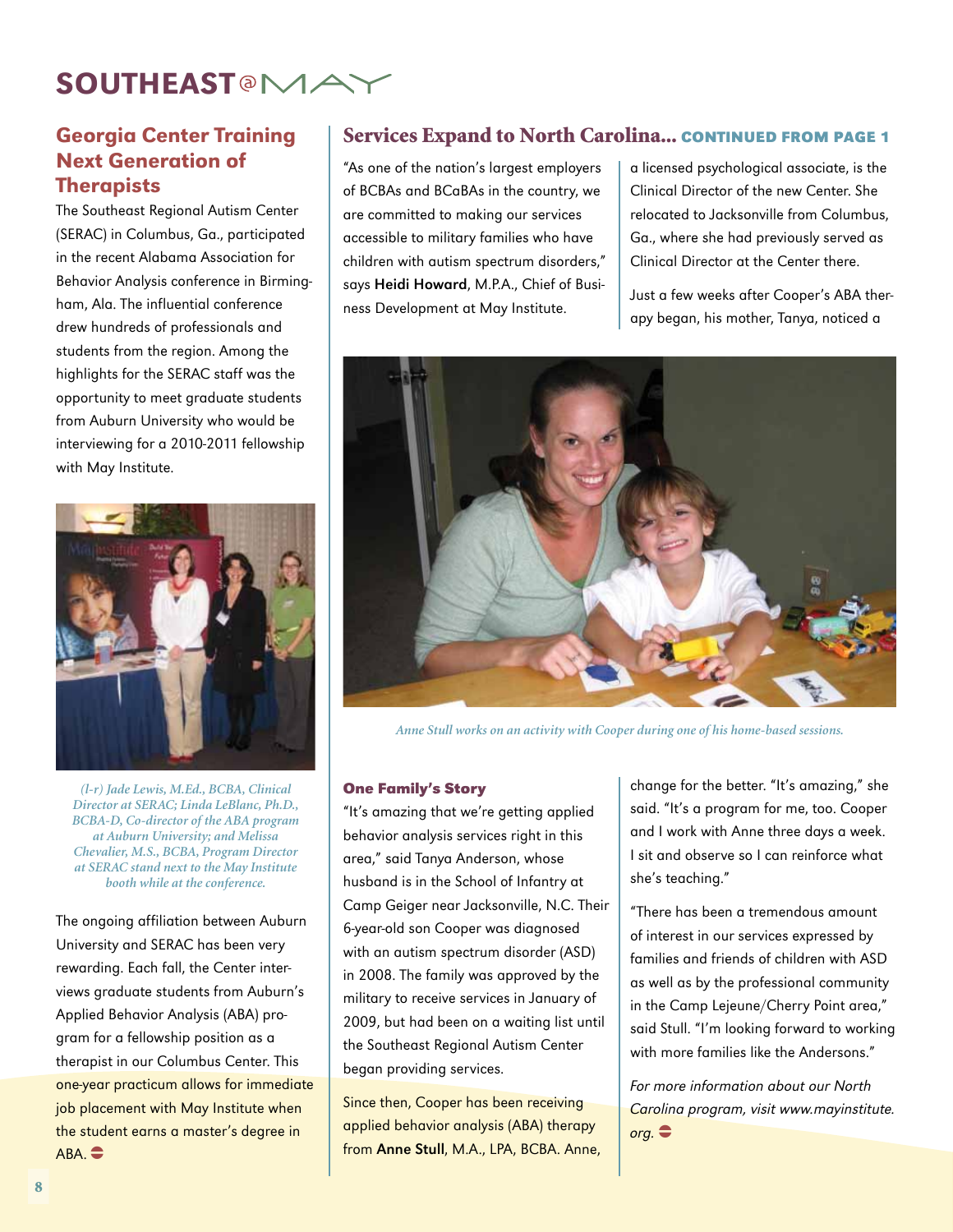# SOUTHEAST@MAY

## Georgia Center Training Next Generation of Therapists

The Southeast Regional Autism Center (SERAC) in Columbus, Ga., participated in the recent Alabama Association for Behavior Analysis conference in Birmingham, Ala. The influential conference drew hundreds of professionals and students from the region. Among the highlights for the SERAC staff was the opportunity to meet graduate students from Auburn University who would be interviewing for a 2010-2011 fellowship with May Institute.

*(l-r) Jade Lewis, M.Ed., BCBA, Clinical Director at SERAC; Linda LeBlanc, Ph.D., BCBA-D, Co-director of the ABA program at Auburn University; and Melissa Chevalier, M.S., BCBA, Program Director at SERAC stand next to the May Institute booth while at the conference.*

The ongoing affiliation between Auburn University and SERAC has been very rewarding. Each fall, the Center interviews graduate students from Auburn's Applied Behavior Analysis (ABA) program for a fellowship position as a therapist in our Columbus Center. This one-year practicum allows for immediate job placement with May Institute when the student earns a master's degree in ABA.

## Services Expand to North Carolina... CONTINUED FROM PAGE 1

"As one of the nation's largest employers of BCBAs and BCaBAs in the country, we are committed to making our services accessible to military families who have children with autism spectrum disorders," says **Heidi Howard**, M.P.A., Chief of Business Development at May Institute.

*Anne Stull works on an activity with Cooper during one of his home-based sessions.*

### One Family's Story

"It's amazing that we're getting applied behavior analysis services right in this area," said Tanya Anderson, whose husband is in the School of Infantry at Camp Geiger near Jacksonville, N.C. Their 6-year-old son Cooper was diagnosed with an autism spectrum disorder (ASD) in 2008. The family was approved by the military to receive services in January of 2009, but had been on a waiting list until the Southeast Regional Autism Center began providing services.

Since then, Cooper has been receiving applied behavior analysis (ABA) therapy from **Anne Stull**, M.A., LPA, BCBA. Anne, a licensed psychological associate, is the Clinical Director of the new Center. She relocated to Jacksonville from Columbus, Ga., where she had previously served as Clinical Director at the Center there.

Just a few weeks after Cooper's ABA therapy began, his mother, Tanya, noticed a change for the better. "It's amazing," she said. "It's a program for me, too. Cooper and I work with Anne three days a week. I sit and observe so I can reinforce what she's teaching."

"There has been a tremendous amount of interest in our services expressed by families and friends of children with ASD as well as by the professional community in the Camp Lejeune/Cherry Point area," said Stull. "I'm looking forward to working with more families like the Andersons."

*For more information about our North Carolina program, visit www.mayinstitute.org.*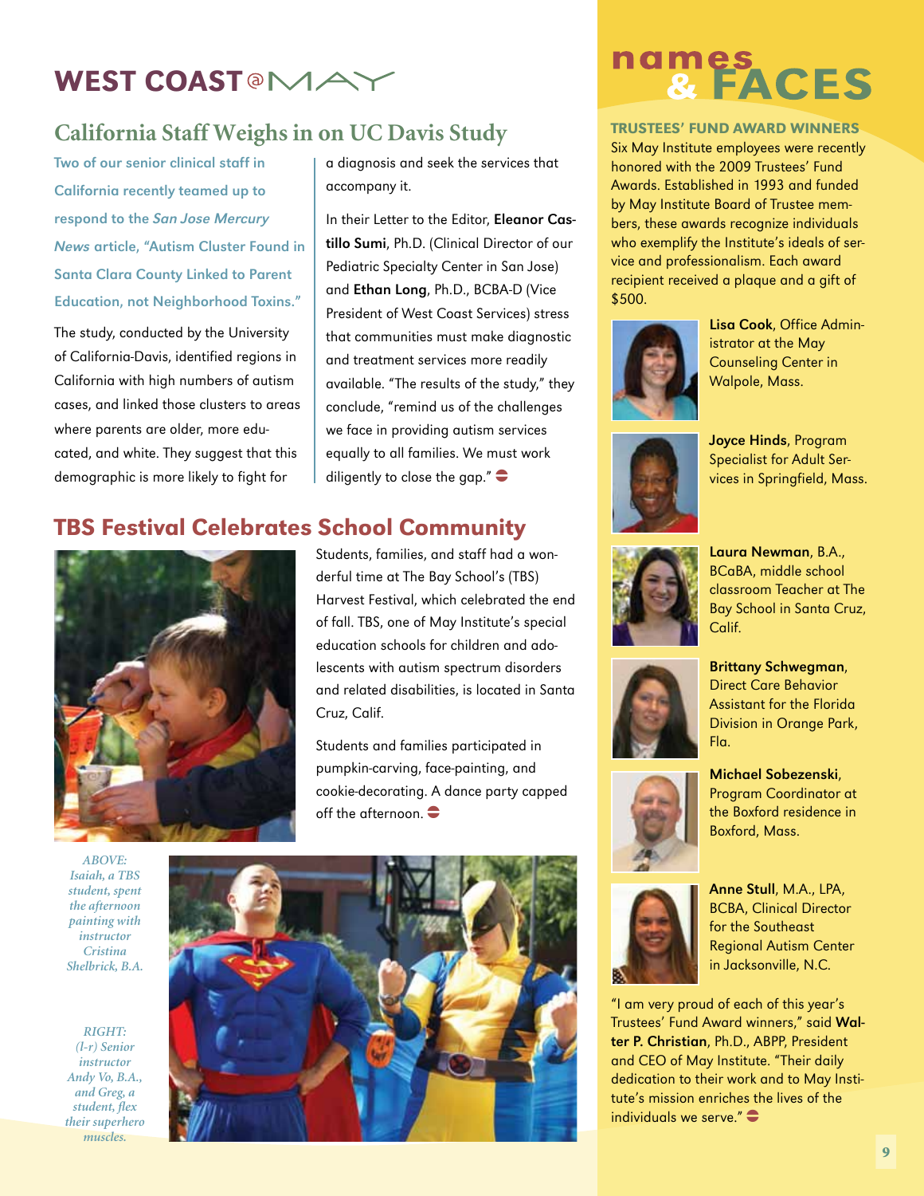# WEST COAST @ MAY

## California Staff Weighs in on UC Davis Study

**Two of our senior clinical staff in California recently teamed up to respond to the *San Jose Mercury News* article, "Autism Cluster Found in Santa Clara County Linked to Parent Education, not Neighborhood Toxins."**

The study, conducted by the University of California-Davis, identified regions in California with high numbers of autism cases, and linked those clusters to areas where parents are older, more educated, and white. They suggest that this demographic is more likely to fight for a diagnosis and seek the services that accompany it.

In their Letter to the Editor, **Eleanor Castillo Sumi**, Ph.D. (Clinical Director of our Pediatric Specialty Center in San Jose) and **Ethan Long**, Ph.D., BCBA-D (Vice President of West Coast Services) stress that communities must make diagnostic and treatment services more readily available. "The results of the study," they conclude, "remind us of the challenges we face in providing autism services equally to all families. We must work diligently to close the gap."

## TBS Festival Celebrates School Community

Students, families, and staff had a wonderful time at The Bay School's (TBS) Harvest Festival, which celebrated the end of fall. TBS, one of May Institute's special education schools for children and adolescents with autism spectrum disorders and related disabilities, is located in Santa Cruz, Calif.

Students and families participated in pumpkin-carving, face-painting, and cookie-decorating. A dance party capped off the afternoon.

*ABOVE: Isaiah, a TBS student, spent the afternoon painting with instructor Cristina Shelbrick, B.A.*

*RIGHT: (l-r) Senior instructor Andy Vo, B.A., and Greg, a student, flex their superhero muscles.*

# names & FACES

### TRUSTEES' FUND AWARD WINNERS

Six May Institute employees were recently honored with the 2009 Trustees' Fund Awards. Established in 1993 and funded by May Institute Board of Trustee members, these awards recognize individuals who exemplify the Institute's ideals of service and professionalism. Each award recipient received a plaque and a gift of $500.

**Lisa Cook**, Office Administrator at the May Counseling Center in Walpole, Mass.

**Joyce Hinds**, Program Specialist for Adult Services in Springfield, Mass.

**Laura Newman**, B.A., BCaBA, middle school classroom Teacher at The Bay School in Santa Cruz, Calif.

**Brittany Schwegman**, Direct Care Behavior Assistant for the Florida Division in Orange Park, Fla.

**Michael Sobezenski**, Program Coordinator at the Boxford residence in Boxford, Mass.

**Anne Stull**, M.A., LPA, BCBA, Clinical Director for the Southeast Regional Autism Center in Jacksonville, N.C.

"I am very proud of each of this year's Trustees' Fund Award winners," said **Walter P. Christian**, Ph.D., ABPP, President and CEO of May Institute. "Their daily dedication to their work and to May Institute's mission enriches the lives of the individuals we serve."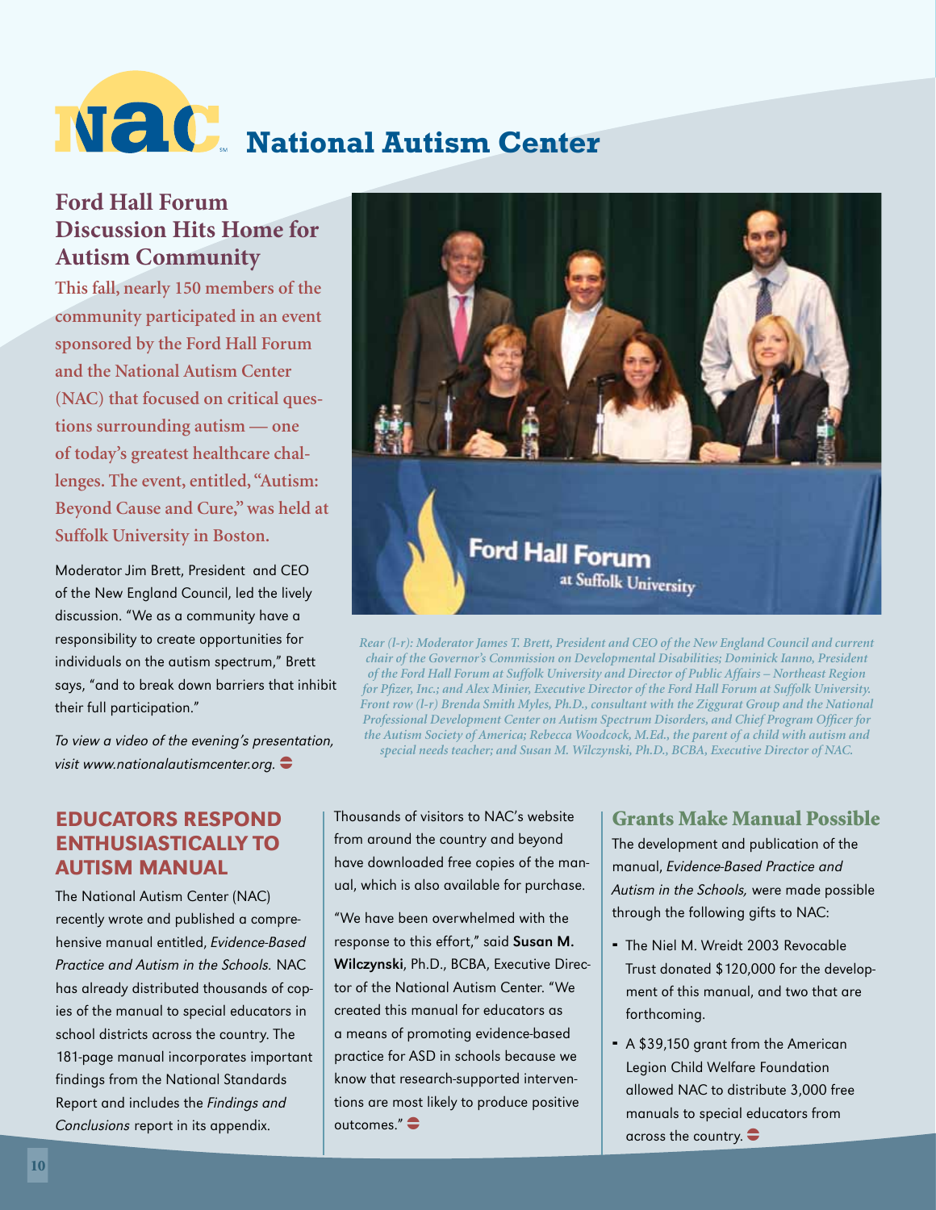# National Autism Center

## Ford Hall Forum Discussion Hits Home for Autism Community

**This fall, nearly 150 members of the community participated in an event sponsored by the Ford Hall Forum and the National Autism Center (NAC) that focused on critical questions surrounding autism — one of today's greatest healthcare challenges. The event, entitled, "Autism: Beyond Cause and Cure," was held at Suffolk University in Boston.**

Moderator Jim Brett, President and CEO of the New England Council, led the lively discussion. "We as a community have a responsibility to create opportunities for individuals on the autism spectrum," Brett says, "and to break down barriers that inhibit their full participation."

*To view a video of the evening's presentation, visit www.nationalautismcenter.org.*

*Rear (l-r): Moderator James T. Brett, President and CEO of the New England Council and current chair of the Governor's Commission on Developmental Disabilities; Dominick Ianno, President of the Ford Hall Forum at Suffolk University and Director of Public Affairs – Northeast Region for Pfizer, Inc.; and Alex Minier, Executive Director of the Ford Hall Forum at Suffolk University. Front row (l-r) Brenda Smith Myles, Ph.D., consultant with the Ziggurat Group and the National Professional Development Center on Autism Spectrum Disorders, and Chief Program Officer for the Autism Society of America; Rebecca Woodcock, M.Ed., the parent of a child with autism and special needs teacher; and Susan M. Wilczynski, Ph.D., BCBA, Executive Director of NAC.*

## EDUCATORS RESPOND ENTHUSIASTICALLY TO AUTISM MANUAL

The National Autism Center (NAC) recently wrote and published a comprehensive manual entitled, *Evidence-Based Practice and Autism in the Schools.* NAC has already distributed thousands of copies of the manual to special educators in school districts across the country. The 181-page manual incorporates important findings from the National Standards Report and includes the *Findings and Conclusions* report in its appendix.

Thousands of visitors to NAC's website from around the country and beyond have downloaded free copies of the manual, which is also available for purchase.

"We have been overwhelmed with the response to this effort," said **Susan M. Wilczynski**, Ph.D., BCBA, Executive Director of the National Autism Center. "We created this manual for educators as a means of promoting evidence-based practice for ASD in schools because we know that research-supported interventions are most likely to produce positive outcomes."

## Grants Make Manual Possible

The development and publication of the manual, *Evidence-Based Practice and Autism in the Schools,* were made possible through the following gifts to NAC:

- The Niel M. Wreidt 2003 Revocable Trust donated $120,000 for the development of this manual, and two that are forthcoming.
- A $39,150 grant from the American Legion Child Welfare Foundation allowed NAC to distribute 3,000 free manuals to special educators from across the country.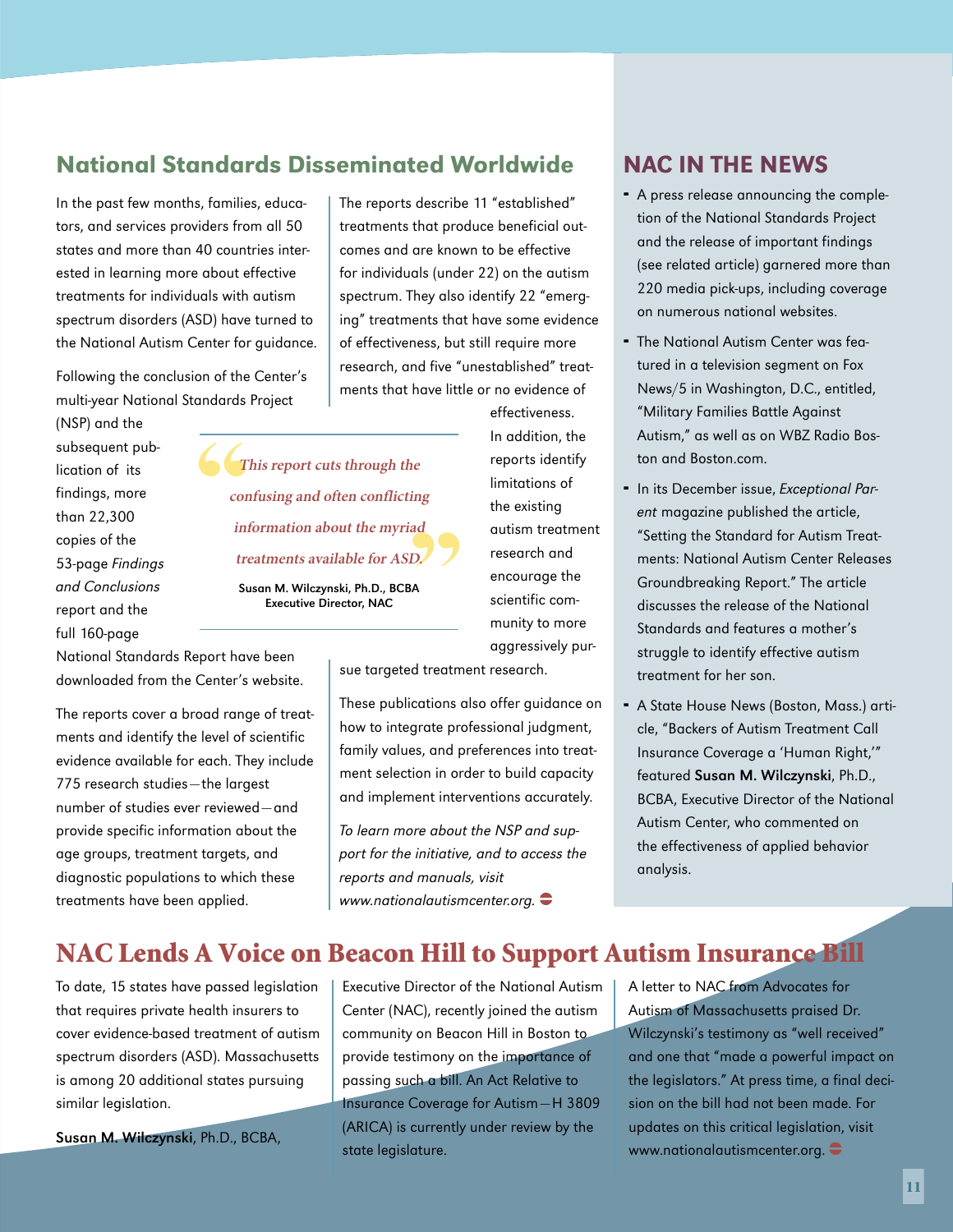## National Standards Disseminated Worldwide

In the past few months, families, educators, and services providers from all 50 states and more than 40 countries interested in learning more about effective treatments for individuals with autism spectrum disorders (ASD) have turned to the National Autism Center for guidance.

Following the conclusion of the Center's multi-year National Standards Project (NSP) and the subsequent publication of its findings, more than 22,300 copies of the 53-page *Findings and Conclusions* report and the full 160-page National Standards Report have been downloaded from the Center's website.

The reports cover a broad range of treatments and identify the level of scientific evidence available for each. They include 775 research studies—the largest number of studies ever reviewed—and provide specific information about the age groups, treatment targets, and diagnostic populations to which these treatments have been applied.

The reports describe 11 "established" treatments that produce beneficial outcomes and are known to be effective for individuals (under 22) on the autism spectrum. They also identify 22 "emerging" treatments that have some evidence of effectiveness, but still require more research, and five "unestablished" treatments that have little or no evidence of effectiveness. In addition, the reports identify limitations of the existing autism treatment research and encourage the scientific community to more aggressively pursue targeted treatment research.

> *"This report cuts through the confusing and often conflicting information about the myriad treatments available for ASD."*
>
> **Susan M. Wilczynski, Ph.D., BCBA**
> **Executive Director, NAC**

These publications also offer guidance on how to integrate professional judgment, family values, and preferences into treatment selection in order to build capacity and implement interventions accurately.

*To learn more about the NSP and support for the initiative, and to access the reports and manuals, visit www.nationalautismcenter.org.*

## NAC IN THE NEWS

- A press release announcing the completion of the National Standards Project and the release of important findings (see related article) garnered more than 220 media pick-ups, including coverage on numerous national websites.
- The National Autism Center was featured in a television segment on Fox News/5 in Washington, D.C., entitled, "Military Families Battle Against Autism," as well as on WBZ Radio Boston and Boston.com.
- In its December issue, *Exceptional Parent* magazine published the article, "Setting the Standard for Autism Treatments: National Autism Center Releases Groundbreaking Report." The article discusses the release of the National Standards and features a mother's struggle to identify effective autism treatment for her son.
- A State House News (Boston, Mass.) article, "Backers of Autism Treatment Call Insurance Coverage a 'Human Right,'" featured **Susan M. Wilczynski**, Ph.D., BCBA, Executive Director of the National Autism Center, who commented on the effectiveness of applied behavior analysis.

## NAC Lends A Voice on Beacon Hill to Support Autism Insurance Bill

To date, 15 states have passed legislation that requires private health insurers to cover evidence-based treatment of autism spectrum disorders (ASD). Massachusetts is among 20 additional states pursuing similar legislation.

**Susan M. Wilczynski**, Ph.D., BCBA, Executive Director of the National Autism Center (NAC), recently joined the autism community on Beacon Hill in Boston to provide testimony on the importance of passing such a bill. An Act Relative to Insurance Coverage for Autism—H 3809 (ARICA) is currently under review by the state legislature.

A letter to NAC from Advocates for Autism of Massachusetts praised Dr. Wilczynski's testimony as "well received" and one that "made a powerful impact on the legislators." At press time, a final decision on the bill had not been made. For updates on this critical legislation, visit www.nationalautismcenter.org.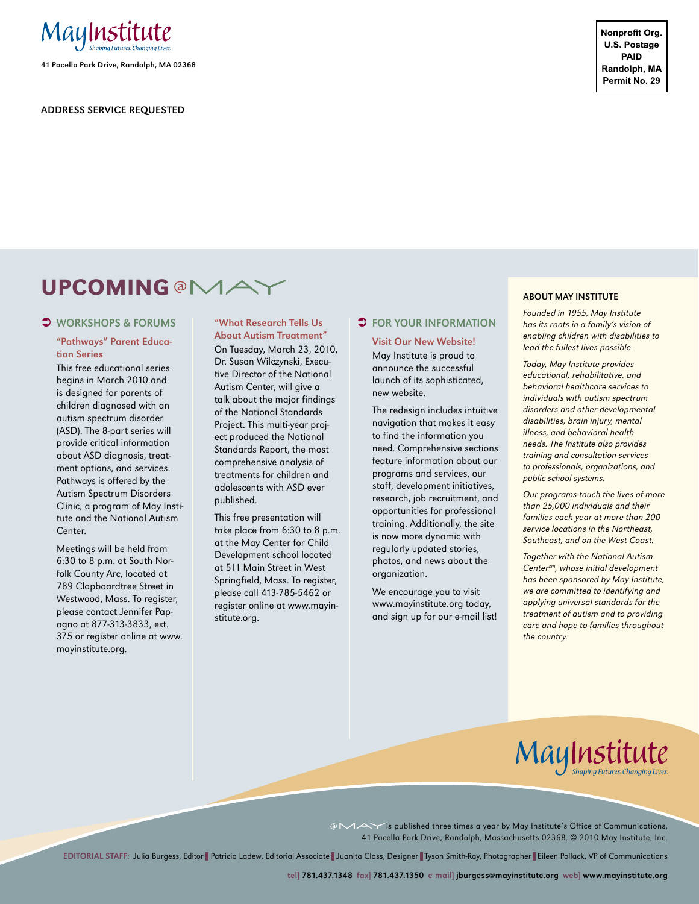May Institute
Shaping Futures. Changing Lives.

41 Pacella Park Drive, Randolph, MA 02368

**ADDRESS SERVICE REQUESTED**

Nonprofit Org.
U.S. Postage
PAID
Randolph, MA
Permit No. 29

# UPCOMING @MAY

## WORKSHOPS & FORUMS

### "Pathways" Parent Education Series

This free educational series begins in March 2010 and is designed for parents of children diagnosed with an autism spectrum disorder (ASD). The 8-part series will provide critical information about ASD diagnosis, treatment options, and services. Pathways is offered by the Autism Spectrum Disorders Clinic, a program of May Institute and the National Autism Center.

Meetings will be held from 6:30 to 8 p.m. at South Norfolk County Arc, located at 789 Clapboardtree Street in Westwood, Mass. To register, please contact Jennifer Pappagno at 877-313-3833, ext. 375 or register online at www.mayinstitute.org.

### "What Research Tells Us About Autism Treatment"

On Tuesday, March 23, 2010, Dr. Susan Wilczynski, Executive Director of the National Autism Center, will give a talk about the major findings of the National Standards Project. This multi-year project produced the National Standards Report, the most comprehensive analysis of treatments for children and adolescents with ASD ever published.

This free presentation will take place from 6:30 to 8 p.m. at the May Center for Child Development school located at 511 Main Street in West Springfield, Mass. To register, please call 413-785-5462 or register online at www.mayinstitute.org.

## FOR YOUR INFORMATION

### Visit Our New Website!

May Institute is proud to announce the successful launch of its sophisticated, new website.

The redesign includes intuitive navigation that makes it easy to find the information you need. Comprehensive sections feature information about our programs and services, our staff, development initiatives, research, job recruitment, and opportunities for professional training. Additionally, the site is now more dynamic with regularly updated stories, photos, and news about the organization.

We encourage you to visit www.mayinstitute.org today, and sign up for our e-mail list!

## ABOUT MAY INSTITUTE

*Founded in 1955, May Institute has its roots in a family's vision of enabling children with disabilities to lead the fullest lives possible.*

*Today, May Institute provides educational, rehabilitative, and behavioral healthcare services to individuals with autism spectrum disorders and other developmental disabilities, brain injury, mental illness, and behavioral health needs. The Institute also provides training and consultation services to professionals, organizations, and public school systems.*

*Our programs touch the lives of more than 25,000 individuals and their families each year at more than 200 service locations in the Northeast, Southeast, and on the West Coast.*

*Together with the National Autism Center℠, whose initial development has been sponsored by May Institute, we are committed to identifying and applying universal standards for the treatment of autism and to providing care and hope to families throughout the country.*

May Institute
Shaping Futures. Changing Lives.

@MAY is published three times a year by May Institute's Office of Communications, 41 Pacella Park Drive, Randolph, Massachusetts 02368. © 2010 May Institute, Inc.

**EDITORIAL STAFF:** Julia Burgess, Editor | Patricia Ladew, Editorial Associate | Juanita Class, Designer | Tyson Smith-Ray, Photographer | Eileen Pollack, VP of Communications

tel] **781.437.1348** fax] **781.437.1350** e-mail] **jburgess@mayinstitute.org** web] **www.mayinstitute.org**